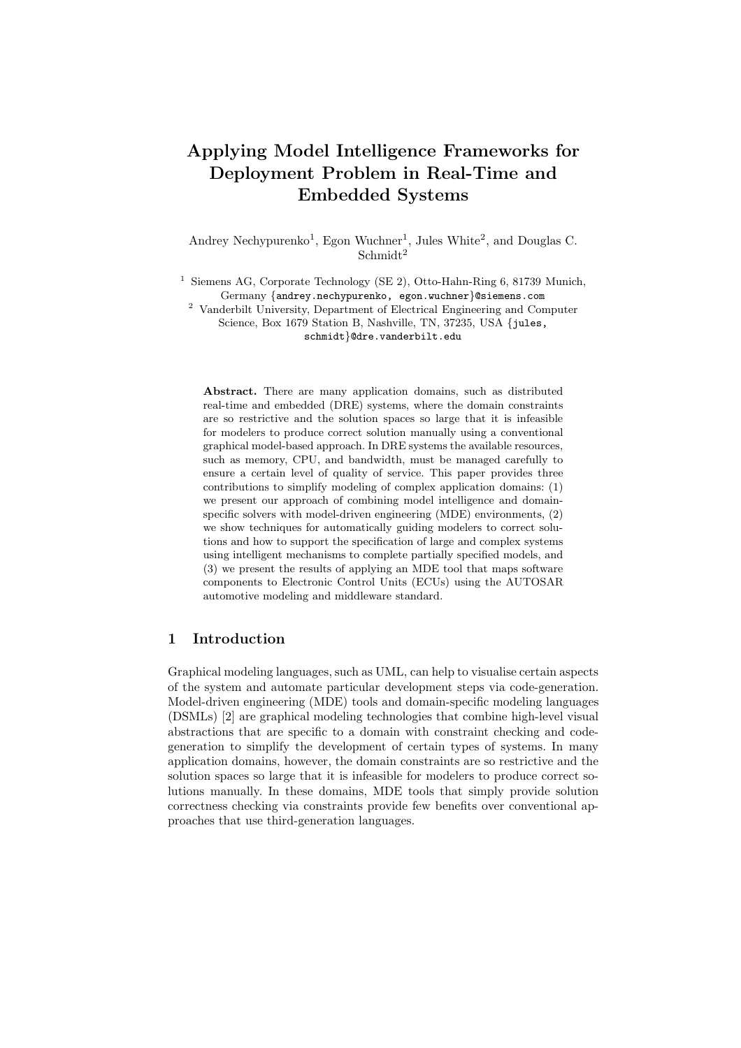# Applying Model Intelligence Frameworks for Deployment Problem in Real-Time and Embedded Systems

Andrey Nechypurenko[1], Egon Wuchner[1], Jules White[2], and Douglas C. Schmidt[2]

[1] Siemens AG, Corporate Technology (SE 2), Otto-Hahn-Ring 6, 81739 Munich, Germany {andrey.nechypurenko, egon.wuchner}@siemens.com

[2] Vanderbilt University, Department of Electrical Engineering and Computer Science, Box 1679 Station B, Nashville, TN, 37235, USA {jules, schmidt}@dre.vanderbilt.edu

**Abstract.** There are many application domains, such as distributed real-time and embedded (DRE) systems, where the domain constraints are so restrictive and the solution spaces so large that it is infeasible for modelers to produce correct solution manually using a conventional graphical model-based approach. In DRE systems the available resources, such as memory, CPU, and bandwidth, must be managed carefully to ensure a certain level of quality of service. This paper provides three contributions to simplify modeling of complex application domains: (1) we present our approach of combining model intelligence and domain-specific solvers with model-driven engineering (MDE) environments, (2) we show techniques for automatically guiding modelers to correct solutions and how to support the specification of large and complex systems using intelligent mechanisms to complete partially specified models, and (3) we present the results of applying an MDE tool that maps software components to Electronic Control Units (ECUs) using the AUTOSAR automotive modeling and middleware standard.

## 1 Introduction

Graphical modeling languages, such as UML, can help to visualise certain aspects of the system and automate particular development steps via code-generation. Model-driven engineering (MDE) tools and domain-specific modeling languages (DSMLs) [2] are graphical modeling technologies that combine high-level visual abstractions that are specific to a domain with constraint checking and code-generation to simplify the development of certain types of systems. In many application domains, however, the domain constraints are so restrictive and the solution spaces so large that it is infeasible for modelers to produce correct solutions manually. In these domains, MDE tools that simply provide solution correctness checking via constraints provide few benefits over conventional approaches that use third-generation languages.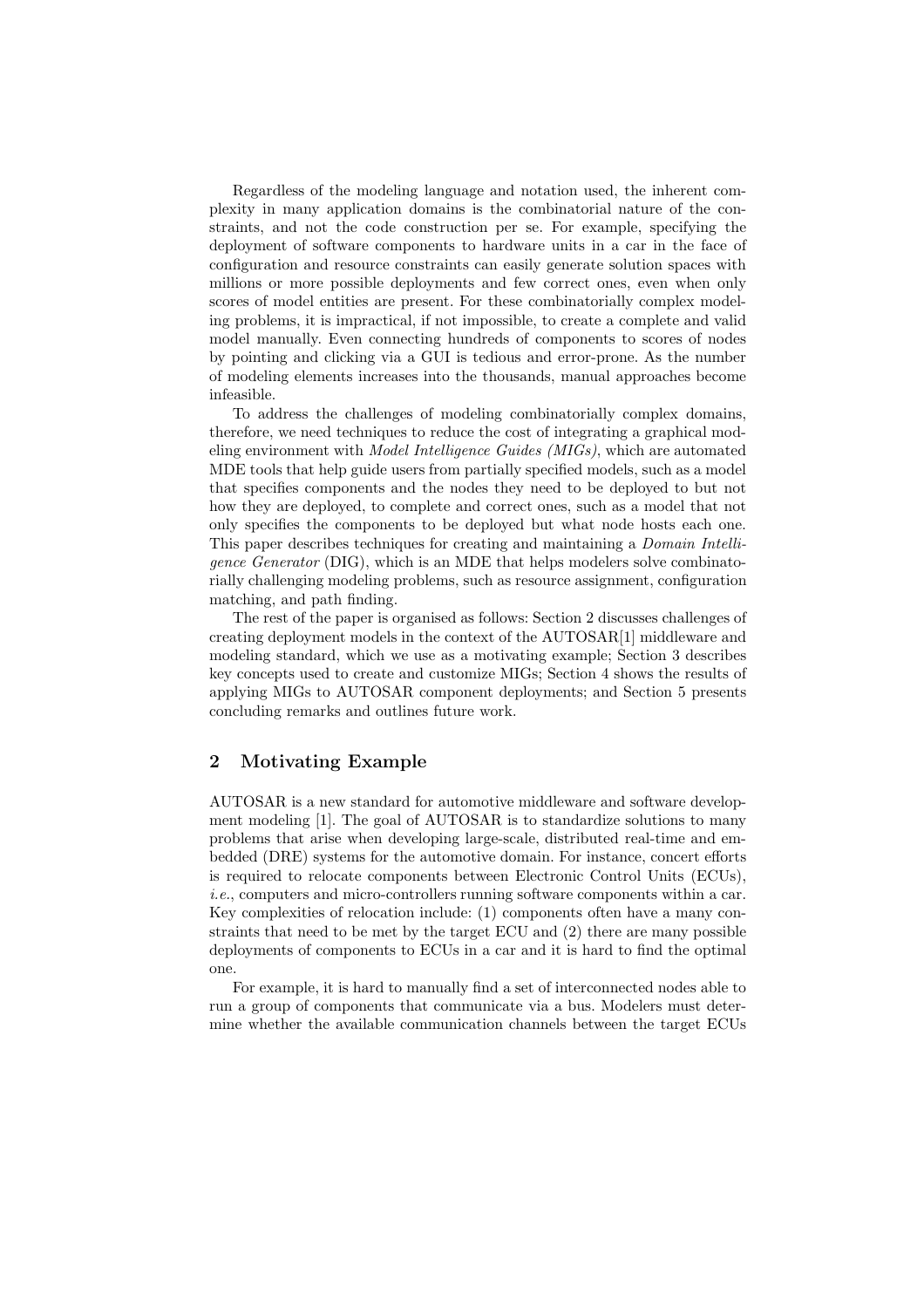Regardless of the modeling language and notation used, the inherent complexity in many application domains is the combinatorial nature of the constraints, and not the code construction per se. For example, specifying the deployment of software components to hardware units in a car in the face of configuration and resource constraints can easily generate solution spaces with millions or more possible deployments and few correct ones, even when only scores of model entities are present. For these combinatorially complex modeling problems, it is impractical, if not impossible, to create a complete and valid model manually. Even connecting hundreds of components to scores of nodes by pointing and clicking via a GUI is tedious and error-prone. As the number of modeling elements increases into the thousands, manual approaches become infeasible.

To address the challenges of modeling combinatorially complex domains, therefore, we need techniques to reduce the cost of integrating a graphical modeling environment with *Model Intelligence Guides (MIGs)*, which are automated MDE tools that help guide users from partially specified models, such as a model that specifies components and the nodes they need to be deployed to but not how they are deployed, to complete and correct ones, such as a model that not only specifies the components to be deployed but what node hosts each one. This paper describes techniques for creating and maintaining a *Domain Intelligence Generator* (DIG), which is an MDE that helps modelers solve combinatorially challenging modeling problems, such as resource assignment, configuration matching, and path finding.

The rest of the paper is organised as follows: Section 2 discusses challenges of creating deployment models in the context of the AUTOSAR[1] middleware and modeling standard, which we use as a motivating example; Section 3 describes key concepts used to create and customize MIGs; Section 4 shows the results of applying MIGs to AUTOSAR component deployments; and Section 5 presents concluding remarks and outlines future work.

## 2 Motivating Example

AUTOSAR is a new standard for automotive middleware and software development modeling [1]. The goal of AUTOSAR is to standardize solutions to many problems that arise when developing large-scale, distributed real-time and embedded (DRE) systems for the automotive domain. For instance, concert efforts is required to relocate components between Electronic Control Units (ECUs), *i.e.*, computers and micro-controllers running software components within a car. Key complexities of relocation include: (1) components often have a many constraints that need to be met by the target ECU and (2) there are many possible deployments of components to ECUs in a car and it is hard to find the optimal one.

For example, it is hard to manually find a set of interconnected nodes able to run a group of components that communicate via a bus. Modelers must determine whether the available communication channels between the target ECUs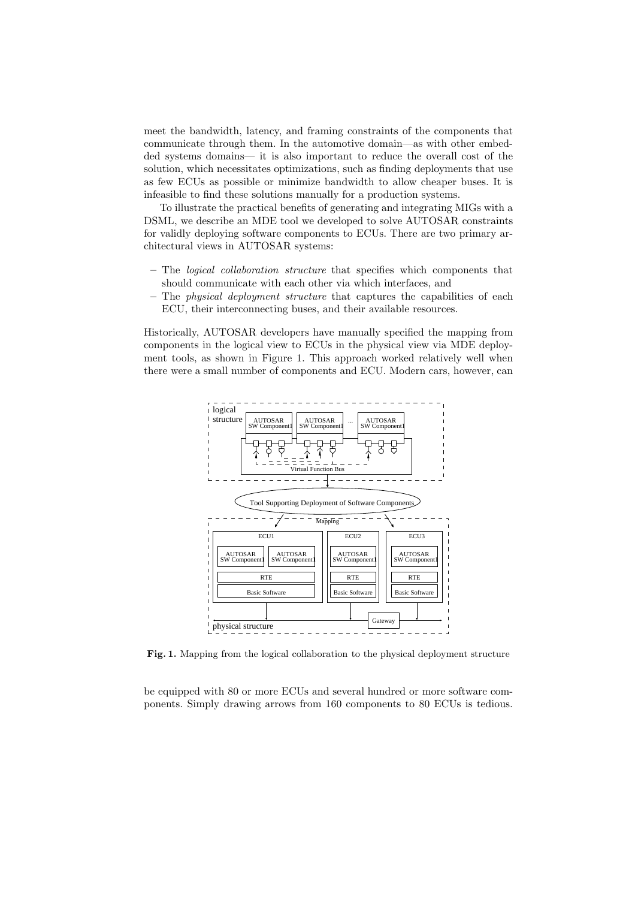meet the bandwidth, latency, and framing constraints of the components that communicate through them. In the automotive domain—as with other embedded systems domains— it is also important to reduce the overall cost of the solution, which necessitates optimizations, such as finding deployments that use as few ECUs as possible or minimize bandwidth to allow cheaper buses. It is infeasible to find these solutions manually for a production systems.

To illustrate the practical benefits of generating and integrating MIGs with a DSML, we describe an MDE tool we developed to solve AUTOSAR constraints for validly deploying software components to ECUs. There are two primary architectural views in AUTOSAR systems:

– The *logical collaboration structure* that specifies which components that should communicate with each other via which interfaces, and
– The *physical deployment structure* that captures the capabilities of each ECU, their interconnecting buses, and their available resources.

Historically, AUTOSAR developers have manually specified the mapping from components in the logical view to ECUs in the physical view via MDE deployment tools, as shown in Figure 1. This approach worked relatively well when there were a small number of components and ECU. Modern cars, however, can

**Fig. 1.** Mapping from the logical collaboration to the physical deployment structure

be equipped with 80 or more ECUs and several hundred or more software components. Simply drawing arrows from 160 components to 80 ECUs is tedious.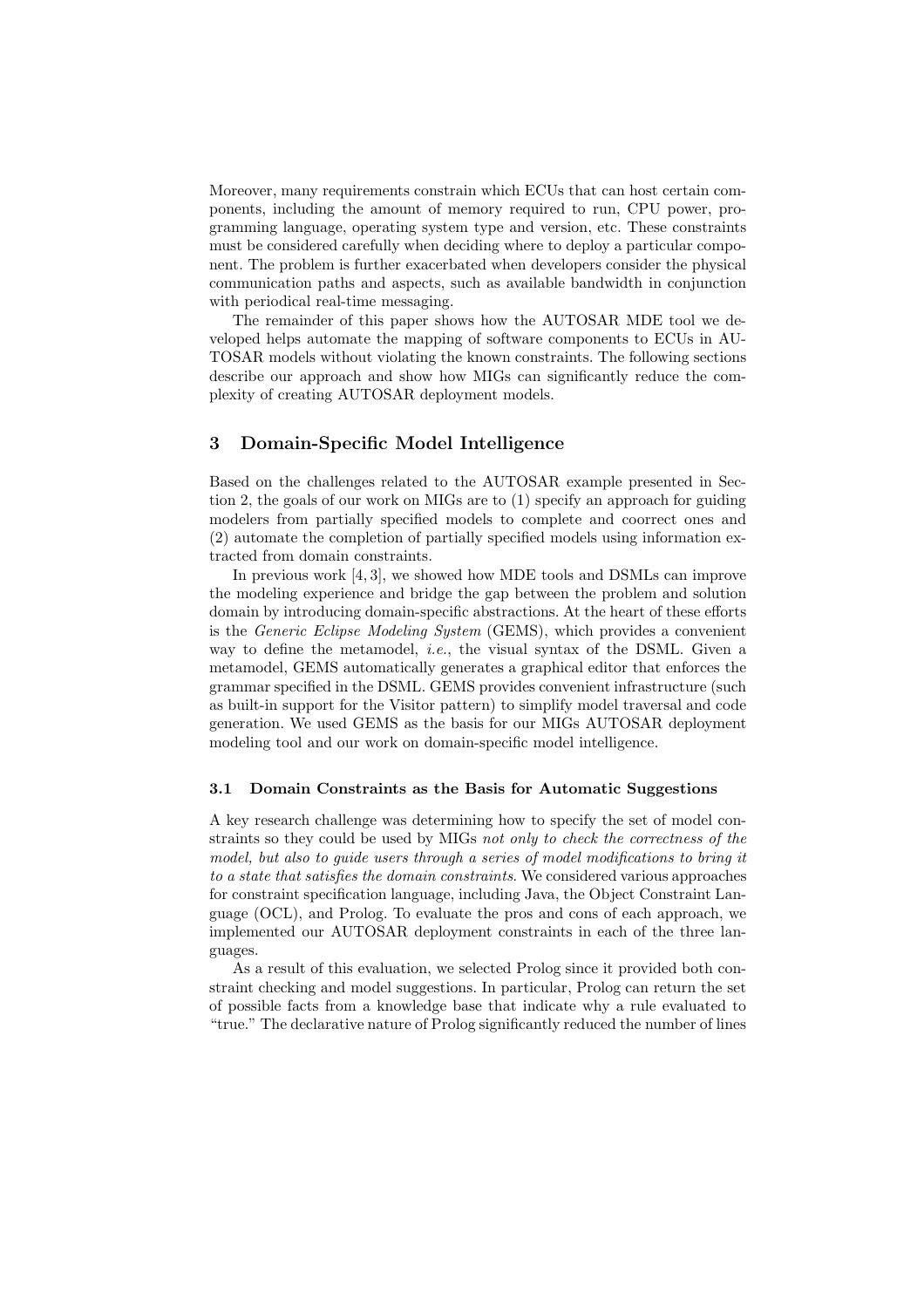Moreover, many requirements constrain which ECUs that can host certain components, including the amount of memory required to run, CPU power, programming language, operating system type and version, etc. These constraints must be considered carefully when deciding where to deploy a particular component. The problem is further exacerbated when developers consider the physical communication paths and aspects, such as available bandwidth in conjunction with periodical real-time messaging.

The remainder of this paper shows how the AUTOSAR MDE tool we developed helps automate the mapping of software components to ECUs in AUTOSAR models without violating the known constraints. The following sections describe our approach and show how MIGs can significantly reduce the complexity of creating AUTOSAR deployment models.

## 3 Domain-Specific Model Intelligence

Based on the challenges related to the AUTOSAR example presented in Section 2, the goals of our work on MIGs are to (1) specify an approach for guiding modelers from partially specified models to complete and coorrect ones and (2) automate the completion of partially specified models using information extracted from domain constraints.

In previous work [4, 3], we showed how MDE tools and DSMLs can improve the modeling experience and bridge the gap between the problem and solution domain by introducing domain-specific abstractions. At the heart of these efforts is the *Generic Eclipse Modeling System* (GEMS), which provides a convenient way to define the metamodel, *i.e.*, the visual syntax of the DSML. Given a metamodel, GEMS automatically generates a graphical editor that enforces the grammar specified in the DSML. GEMS provides convenient infrastructure (such as built-in support for the Visitor pattern) to simplify model traversal and code generation. We used GEMS as the basis for our MIGs AUTOSAR deployment modeling tool and our work on domain-specific model intelligence.

### 3.1 Domain Constraints as the Basis for Automatic Suggestions

A key research challenge was determining how to specify the set of model constraints so they could be used by MIGs *not only to check the correctness of the model, but also to guide users through a series of model modifications to bring it to a state that satisfies the domain constraints*. We considered various approaches for constraint specification language, including Java, the Object Constraint Language (OCL), and Prolog. To evaluate the pros and cons of each approach, we implemented our AUTOSAR deployment constraints in each of the three languages.

As a result of this evaluation, we selected Prolog since it provided both constraint checking and model suggestions. In particular, Prolog can return the set of possible facts from a knowledge base that indicate why a rule evaluated to "true." The declarative nature of Prolog significantly reduced the number of lines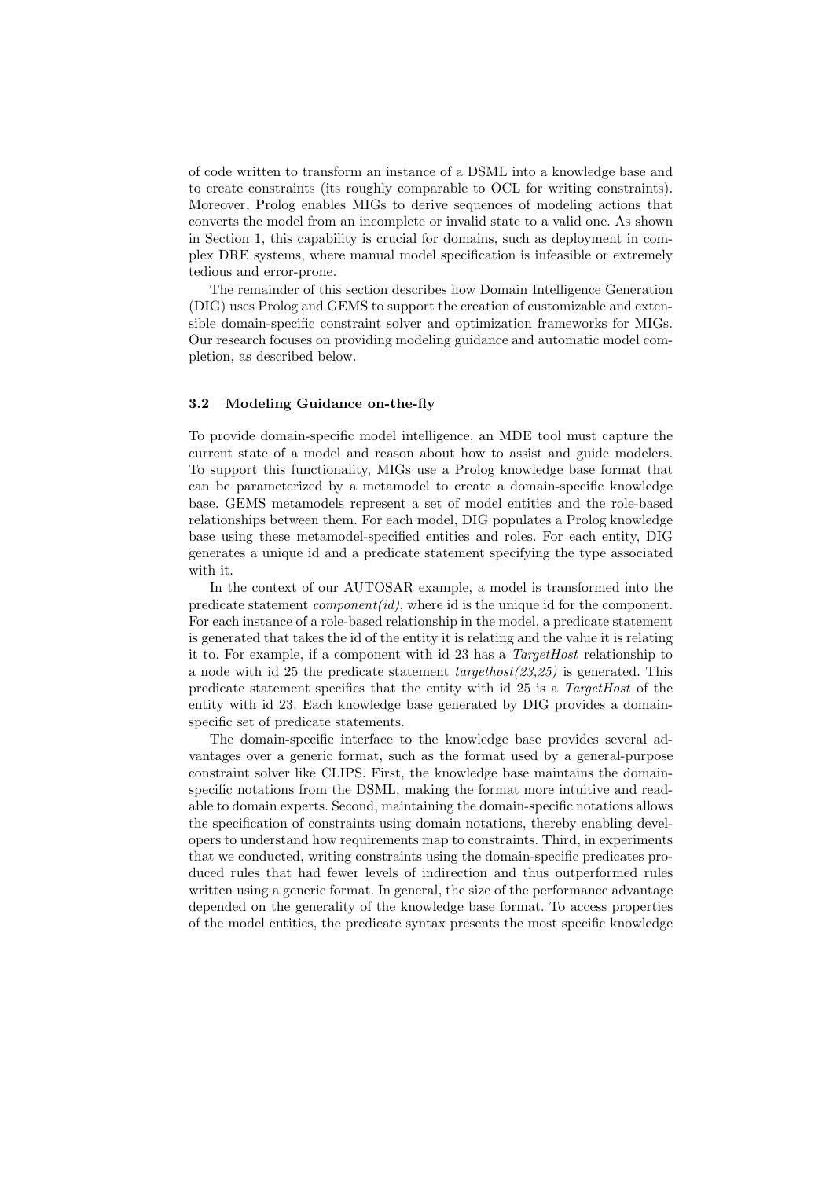of code written to transform an instance of a DSML into a knowledge base and to create constraints (its roughly comparable to OCL for writing constraints). Moreover, Prolog enables MIGs to derive sequences of modeling actions that converts the model from an incomplete or invalid state to a valid one. As shown in Section 1, this capability is crucial for domains, such as deployment in complex DRE systems, where manual model specification is infeasible or extremely tedious and error-prone.

The remainder of this section describes how Domain Intelligence Generation (DIG) uses Prolog and GEMS to support the creation of customizable and extensible domain-specific constraint solver and optimization frameworks for MIGs. Our research focuses on providing modeling guidance and automatic model completion, as described below.

### 3.2 Modeling Guidance on-the-fly

To provide domain-specific model intelligence, an MDE tool must capture the current state of a model and reason about how to assist and guide modelers. To support this functionality, MIGs use a Prolog knowledge base format that can be parameterized by a metamodel to create a domain-specific knowledge base. GEMS metamodels represent a set of model entities and the role-based relationships between them. For each model, DIG populates a Prolog knowledge base using these metamodel-specified entities and roles. For each entity, DIG generates a unique id and a predicate statement specifying the type associated with it.

In the context of our AUTOSAR example, a model is transformed into the predicate statement *component(id)*, where id is the unique id for the component. For each instance of a role-based relationship in the model, a predicate statement is generated that takes the id of the entity it is relating and the value it is relating it to. For example, if a component with id 23 has a *TargetHost* relationship to a node with id 25 the predicate statement *targethost(23,25)* is generated. This predicate statement specifies that the entity with id 25 is a *TargetHost* of the entity with id 23. Each knowledge base generated by DIG provides a domain-specific set of predicate statements.

The domain-specific interface to the knowledge base provides several advantages over a generic format, such as the format used by a general-purpose constraint solver like CLIPS. First, the knowledge base maintains the domain-specific notations from the DSML, making the format more intuitive and readable to domain experts. Second, maintaining the domain-specific notations allows the specification of constraints using domain notations, thereby enabling developers to understand how requirements map to constraints. Third, in experiments that we conducted, writing constraints using the domain-specific predicates produced rules that had fewer levels of indirection and thus outperformed rules written using a generic format. In general, the size of the performance advantage depended on the generality of the knowledge base format. To access properties of the model entities, the predicate syntax presents the most specific knowledge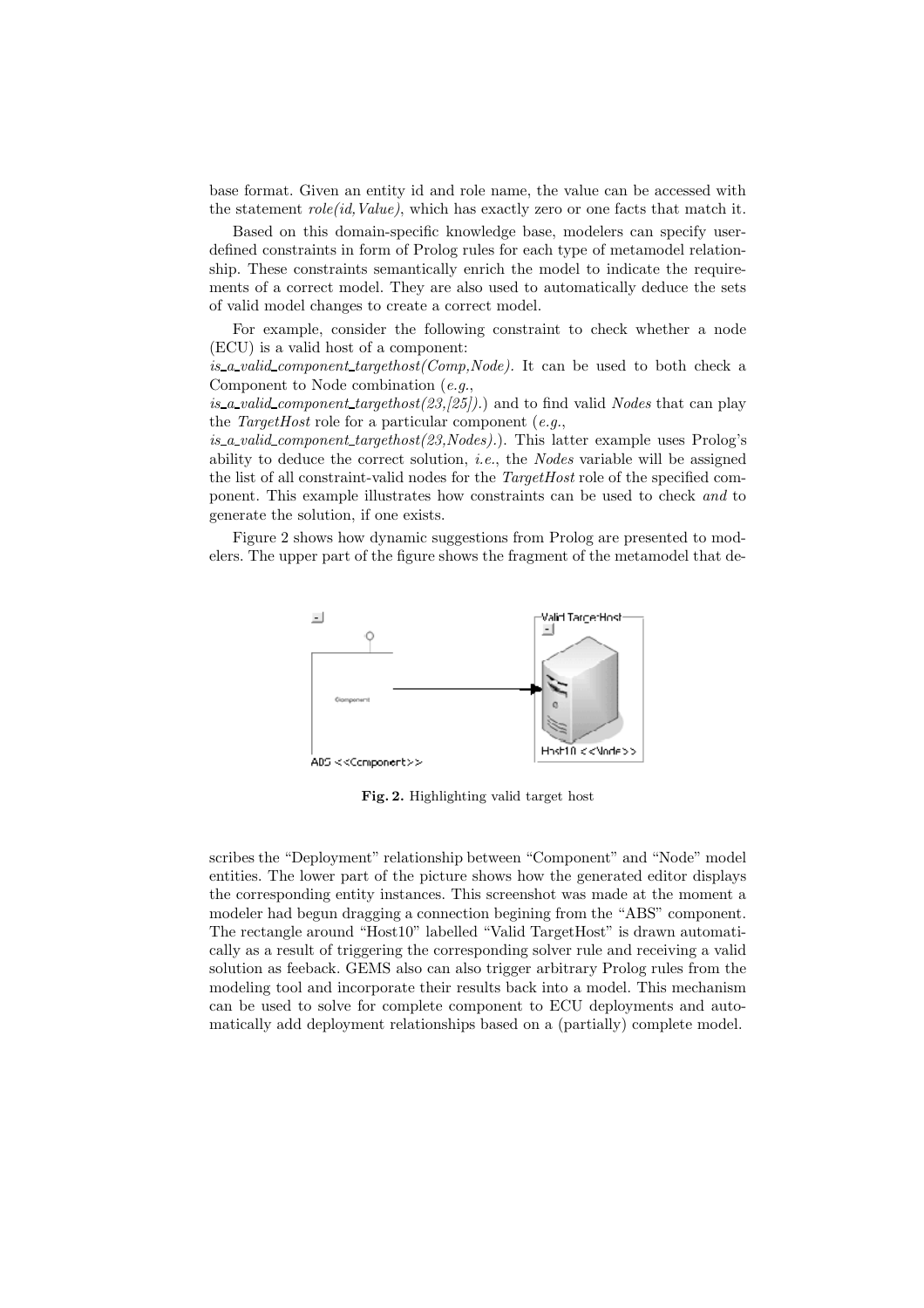base format. Given an entity id and role name, the value can be accessed with the statement *role(id,Value)*, which has exactly zero or one facts that match it.

Based on this domain-specific knowledge base, modelers can specify user-defined constraints in form of Prolog rules for each type of metamodel relationship. These constraints semantically enrich the model to indicate the requirements of a correct model. They are also used to automatically deduce the sets of valid model changes to create a correct model.

For example, consider the following constraint to check whether a node (ECU) is a valid host of a component: *is_a_valid_component_targethost(Comp,Node)*. It can be used to both check a Component to Node combination (*e.g.*, *is_a_valid_component_targethost(23,[25])*.) and to find valid *Nodes* that can play the *TargetHost* role for a particular component (*e.g.*, *is_a_valid_component_targethost(23,Nodes)*.). This latter example uses Prolog's ability to deduce the correct solution, *i.e.*, the *Nodes* variable will be assigned the list of all constraint-valid nodes for the *TargetHost* role of the specified component. This example illustrates how constraints can be used to check *and* to generate the solution, if one exists.

Figure 2 shows how dynamic suggestions from Prolog are presented to modelers. The upper part of the figure shows the fragment of the metamodel that describes the "Deployment" relationship between "Component" and "Node" model entities. The lower part of the picture shows how the generated editor displays the corresponding entity instances. This screenshot was made at the moment a modeler had begun dragging a connection begining from the "ABS" component. The rectangle around "Host10" labelled "Valid TargetHost" is drawn automatically as a result of triggering the corresponding solver rule and receiving a valid solution as feeback. GEMS also can also trigger arbitrary Prolog rules from the modeling tool and incorporate their results back into a model. This mechanism can be used to solve for complete component to ECU deployments and automatically add deployment relationships based on a (partially) complete model.

**Fig. 2.** Highlighting valid target host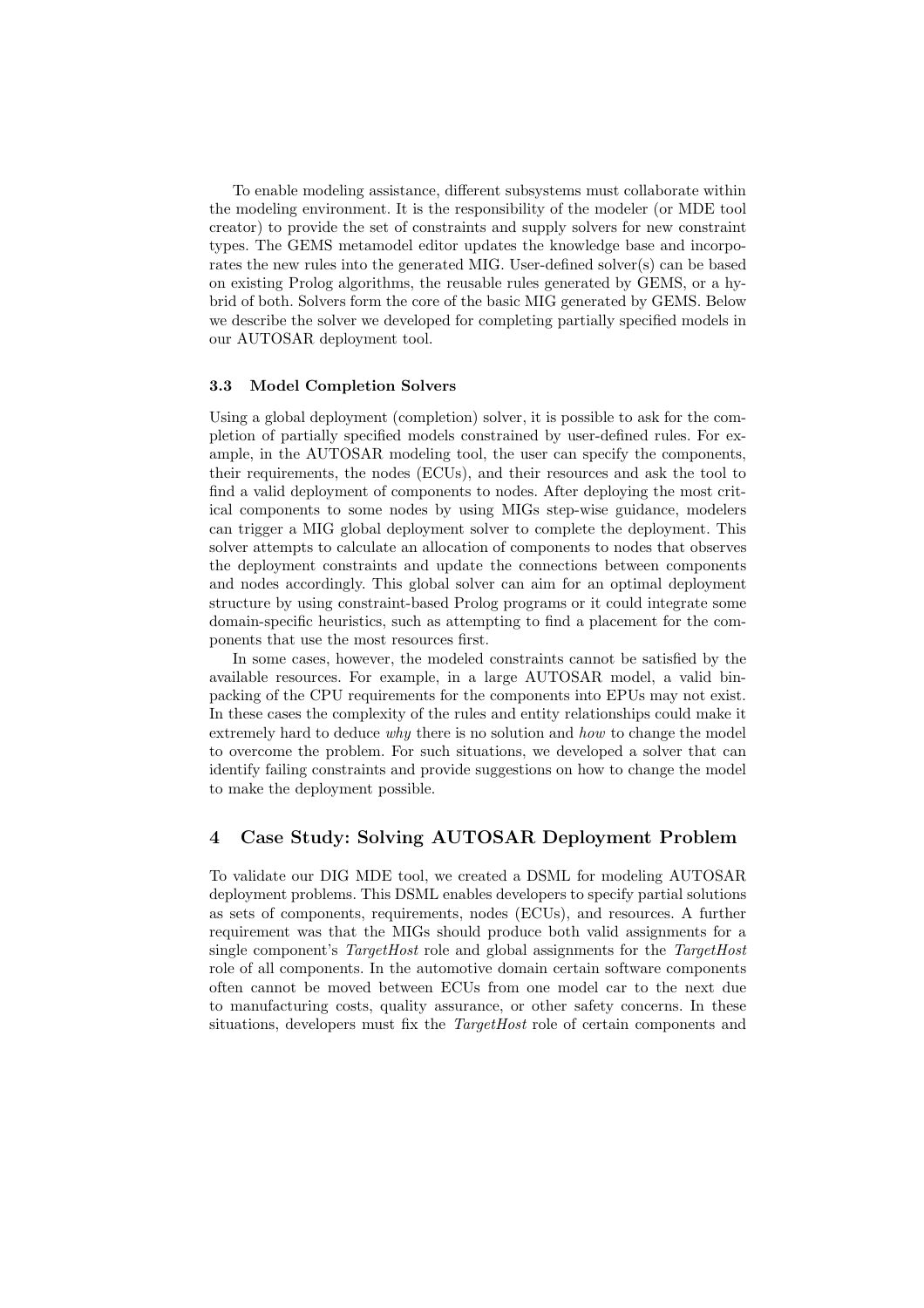To enable modeling assistance, different subsystems must collaborate within the modeling environment. It is the responsibility of the modeler (or MDE tool creator) to provide the set of constraints and supply solvers for new constraint types. The GEMS metamodel editor updates the knowledge base and incorporates the new rules into the generated MIG. User-defined solver(s) can be based on existing Prolog algorithms, the reusable rules generated by GEMS, or a hybrid of both. Solvers form the core of the basic MIG generated by GEMS. Below we describe the solver we developed for completing partially specified models in our AUTOSAR deployment tool.

### 3.3 Model Completion Solvers

Using a global deployment (completion) solver, it is possible to ask for the completion of partially specified models constrained by user-defined rules. For example, in the AUTOSAR modeling tool, the user can specify the components, their requirements, the nodes (ECUs), and their resources and ask the tool to find a valid deployment of components to nodes. After deploying the most critical components to some nodes by using MIGs step-wise guidance, modelers can trigger a MIG global deployment solver to complete the deployment. This solver attempts to calculate an allocation of components to nodes that observes the deployment constraints and update the connections between components and nodes accordingly. This global solver can aim for an optimal deployment structure by using constraint-based Prolog programs or it could integrate some domain-specific heuristics, such as attempting to find a placement for the components that use the most resources first.

In some cases, however, the modeled constraints cannot be satisfied by the available resources. For example, in a large AUTOSAR model, a valid bin-packing of the CPU requirements for the components into EPUs may not exist. In these cases the complexity of the rules and entity relationships could make it extremely hard to deduce *why* there is no solution and *how* to change the model to overcome the problem. For such situations, we developed a solver that can identify failing constraints and provide suggestions on how to change the model to make the deployment possible.

## 4 Case Study: Solving AUTOSAR Deployment Problem

To validate our DIG MDE tool, we created a DSML for modeling AUTOSAR deployment problems. This DSML enables developers to specify partial solutions as sets of components, requirements, nodes (ECUs), and resources. A further requirement was that the MIGs should produce both valid assignments for a single component's *TargetHost* role and global assignments for the *TargetHost* role of all components. In the automotive domain certain software components often cannot be moved between ECUs from one model car to the next due to manufacturing costs, quality assurance, or other safety concerns. In these situations, developers must fix the *TargetHost* role of certain components and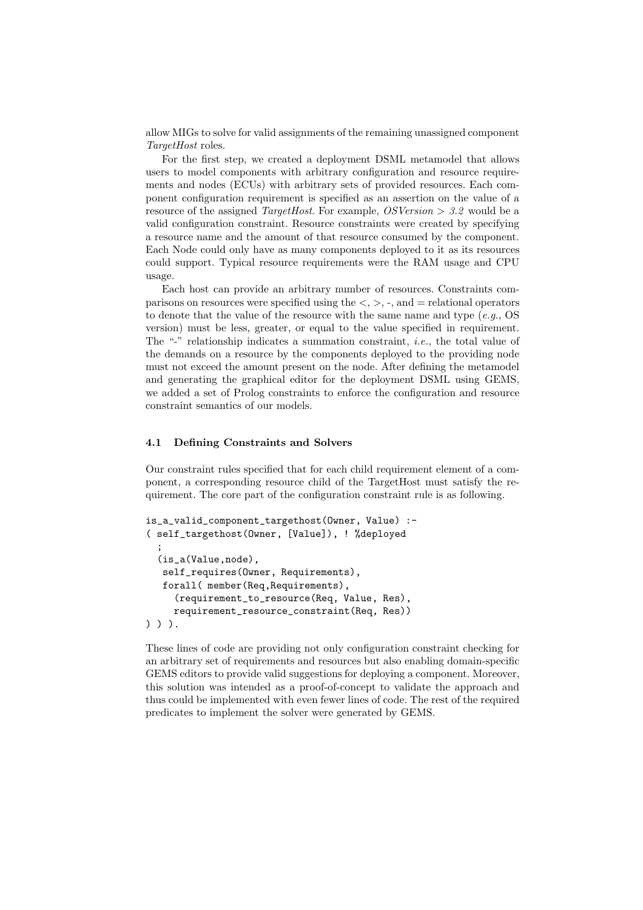allow MIGs to solve for valid assignments of the remaining unassigned component *TargetHost* roles.

For the first step, we created a deployment DSML metamodel that allows users to model components with arbitrary configuration and resource requirements and nodes (ECUs) with arbitrary sets of provided resources. Each component configuration requirement is specified as an assertion on the value of a resource of the assigned *TargetHost*. For example, *OSVersion > 3.2* would be a valid configuration constraint. Resource constraints were created by specifying a resource name and the amount of that resource consumed by the component. Each Node could only have as many components deployed to it as its resources could support. Typical resource requirements were the RAM usage and CPU usage.

Each host can provide an arbitrary number of resources. Constraints comparisons on resources were specified using the <, >, -, and = relational operators to denote that the value of the resource with the same name and type (*e.g.*, OS version) must be less, greater, or equal to the value specified in requirement. The "-" relationship indicates a summation constraint, *i.e.*, the total value of the demands on a resource by the components deployed to the providing node must not exceed the amount present on the node. After defining the metamodel and generating the graphical editor for the deployment DSML using GEMS, we added a set of Prolog constraints to enforce the configuration and resource constraint semantics of our models.

### 4.1 Defining Constraints and Solvers

Our constraint rules specified that for each child requirement element of a component, a corresponding resource child of the TargetHost must satisfy the requirement. The core part of the configuration constraint rule is as following.

```
is_a_valid_component_targethost(Owner, Value) :-
( self_targethost(Owner, [Value]), ! %deployed
  ;
  (is_a(Value,node),
   self_requires(Owner, Requirements),
   forall( member(Req,Requirements),
     (requirement_to_resource(Req, Value, Res),
     requirement_resource_constraint(Req, Res))
) ) ).
```

These lines of code are providing not only configuration constraint checking for an arbitrary set of requirements and resources but also enabling domain-specific GEMS editors to provide valid suggestions for deploying a component. Moreover, this solution was intended as a proof-of-concept to validate the approach and thus could be implemented with even fewer lines of code. The rest of the required predicates to implement the solver were generated by GEMS.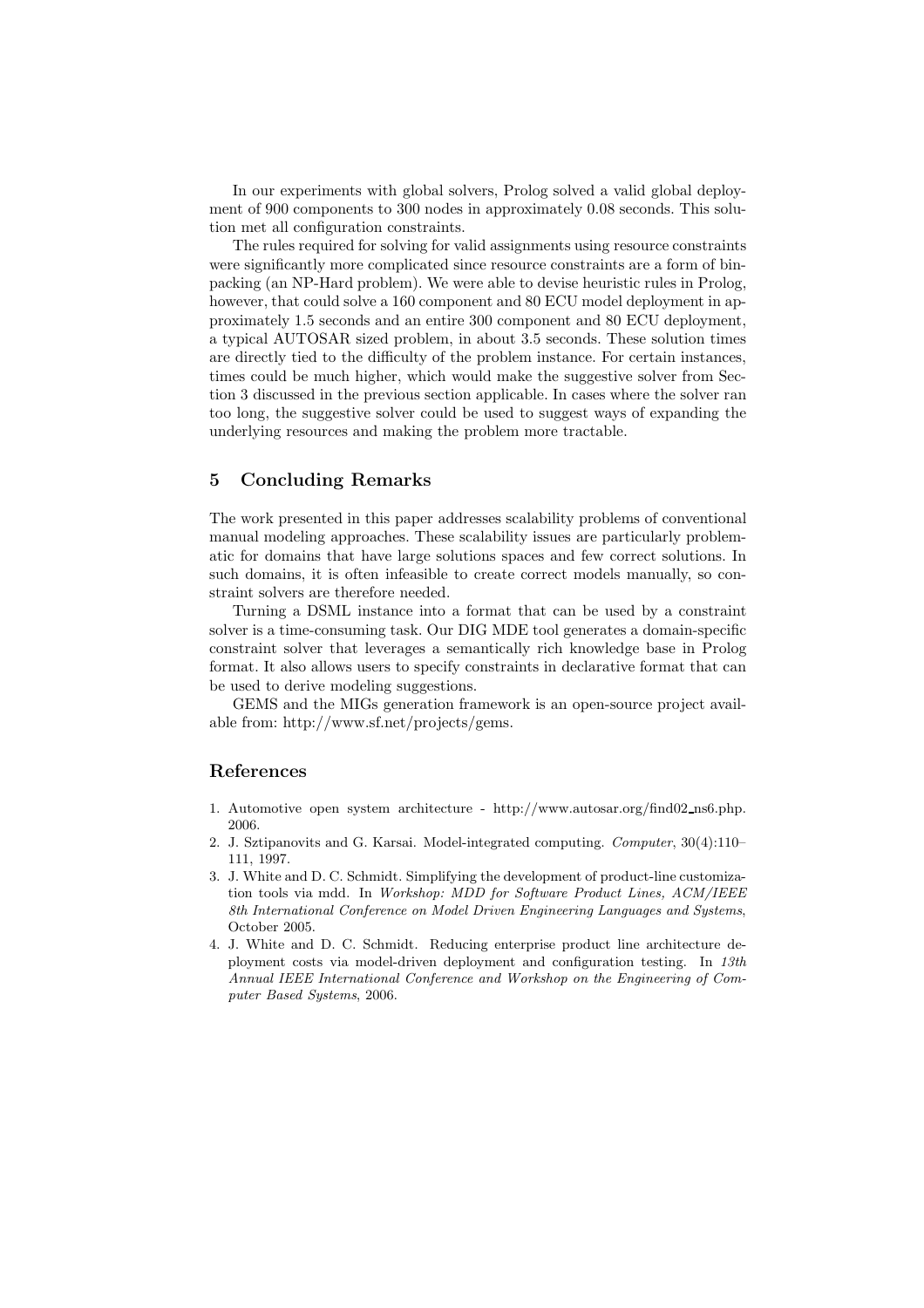In our experiments with global solvers, Prolog solved a valid global deployment of 900 components to 300 nodes in approximately 0.08 seconds. This solution met all configuration constraints.

The rules required for solving for valid assignments using resource constraints were significantly more complicated since resource constraints are a form of bin-packing (an NP-Hard problem). We were able to devise heuristic rules in Prolog, however, that could solve a 160 component and 80 ECU model deployment in approximately 1.5 seconds and an entire 300 component and 80 ECU deployment, a typical AUTOSAR sized problem, in about 3.5 seconds. These solution times are directly tied to the difficulty of the problem instance. For certain instances, times could be much higher, which would make the suggestive solver from Section 3 discussed in the previous section applicable. In cases where the solver ran too long, the suggestive solver could be used to suggest ways of expanding the underlying resources and making the problem more tractable.

## 5 Concluding Remarks

The work presented in this paper addresses scalability problems of conventional manual modeling approaches. These scalability issues are particularly problematic for domains that have large solutions spaces and few correct solutions. In such domains, it is often infeasible to create correct models manually, so constraint solvers are therefore needed.

Turning a DSML instance into a format that can be used by a constraint solver is a time-consuming task. Our DIG MDE tool generates a domain-specific constraint solver that leverages a semantically rich knowledge base in Prolog format. It also allows users to specify constraints in declarative format that can be used to derive modeling suggestions.

GEMS and the MIGs generation framework is an open-source project available from: http://www.sf.net/projects/gems.

## References

1. Automotive open system architecture - http://www.autosar.org/find02_ns6.php. 2006.
2. J. Sztipanovits and G. Karsai. Model-integrated computing. *Computer*, 30(4):110–111, 1997.
3. J. White and D. C. Schmidt. Simplifying the development of product-line customization tools via mdd. In *Workshop: MDD for Software Product Lines, ACM/IEEE 8th International Conference on Model Driven Engineering Languages and Systems*, October 2005.
4. J. White and D. C. Schmidt. Reducing enterprise product line architecture deployment costs via model-driven deployment and configuration testing. In *13th Annual IEEE International Conference and Workshop on the Engineering of Computer Based Systems*, 2006.